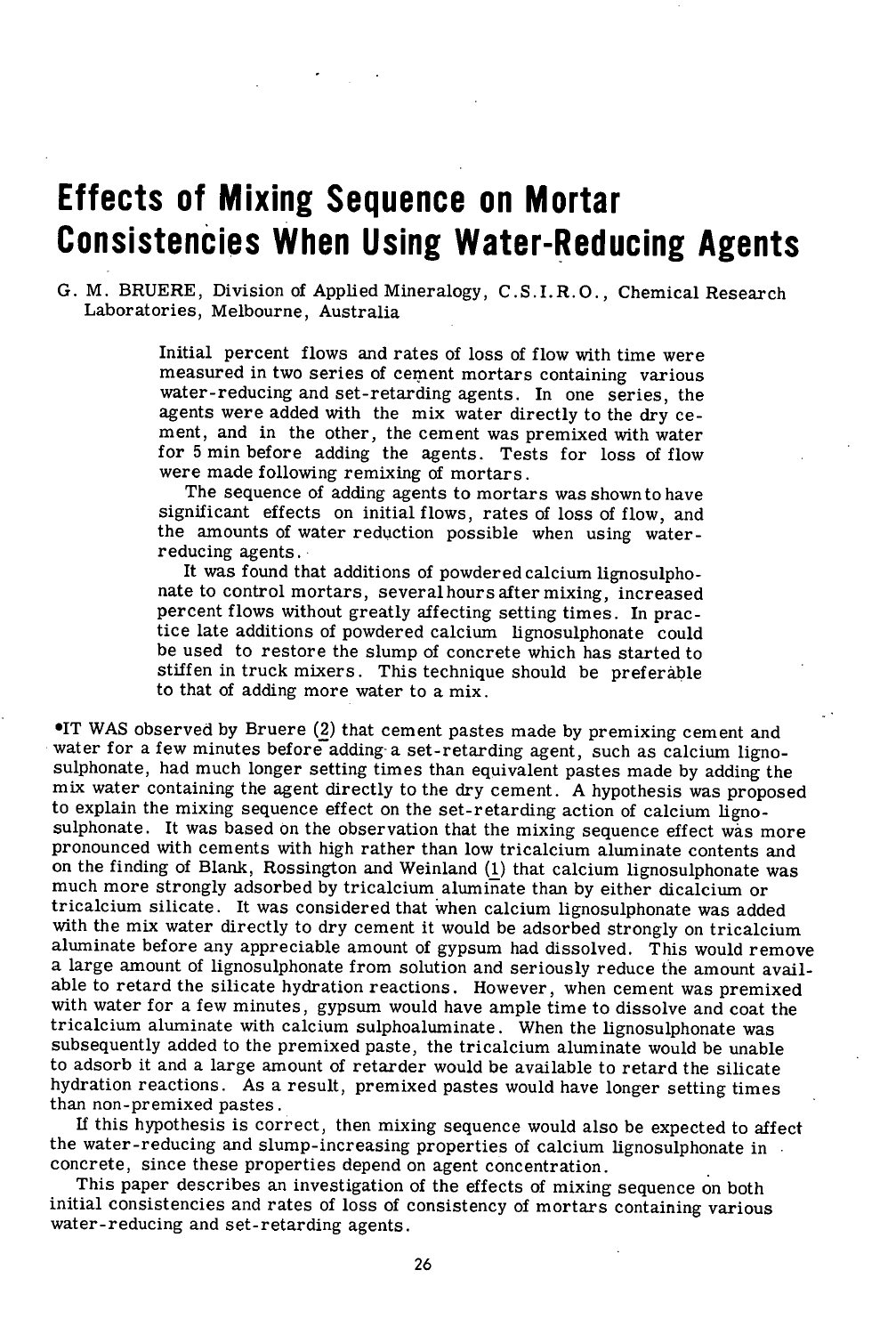# Effects of Mixing Sequence on Mortar Consistencies When Using Water-Reducing Agents

G. M. BRUERE, Division of Applied Mineralogy, C.S.I.R.O., Chemical Research Laboratories, Melbourne, Australia

> Initial percent flows and rates of loss of flow with time were measured in two series of cement mortars containing various water-reducing and set-retarding agents. In one series, the agents were added with the mix water directly to the dry cement, and in the other, the cement was premixed with water for 5 min before adding the agents. Tests for loss of flow were made following remixing of mortars.
>
> The sequence of adding agents to mortars was shown to have significant effects on initial flows, rates of loss of flow, and the amounts of water reduction possible when using water-reducing agents.
>
> It was found that additions of powdered calcium lignosulphonate to control mortars, several hours after mixing, increased percent flows without greatly affecting setting times. In practice late additions of powdered calcium lignosulphonate could be used to restore the slump of concrete which has started to stiffen in truck mixers. This technique should be preferable to that of adding more water to a mix.

•IT WAS observed by Bruere (2) that cement pastes made by premixing cement and water for a few minutes before adding a set-retarding agent, such as calcium lignosulphonate, had much longer setting times than equivalent pastes made by adding the mix water containing the agent directly to the dry cement. A hypothesis was proposed to explain the mixing sequence effect on the set-retarding action of calcium lignosulphonate. It was based on the observation that the mixing sequence effect was more pronounced with cements with high rather than low tricalcium aluminate contents and on the finding of Blank, Rossington and Weinland (1) that calcium lignosulphonate was much more strongly adsorbed by tricalcium aluminate than by either dicalcium or tricalcium silicate. It was considered that when calcium lignosulphonate was added with the mix water directly to dry cement it would be adsorbed strongly on tricalcium aluminate before any appreciable amount of gypsum had dissolved. This would remove a large amount of lignosulphonate from solution and seriously reduce the amount available to retard the silicate hydration reactions. However, when cement was premixed with water for a few minutes, gypsum would have ample time to dissolve and coat the tricalcium aluminate with calcium sulphoaluminate. When the lignosulphonate was subsequently added to the premixed paste, the tricalcium aluminate would be unable to adsorb it and a large amount of retarder would be available to retard the silicate hydration reactions. As a result, premixed pastes would have longer setting times than non-premixed pastes.

If this hypothesis is correct, then mixing sequence would also be expected to affect the water-reducing and slump-increasing properties of calcium lignosulphonate in concrete, since these properties depend on agent concentration.

This paper describes an investigation of the effects of mixing sequence on both initial consistencies and rates of loss of consistency of mortars containing various water-reducing and set-retarding agents.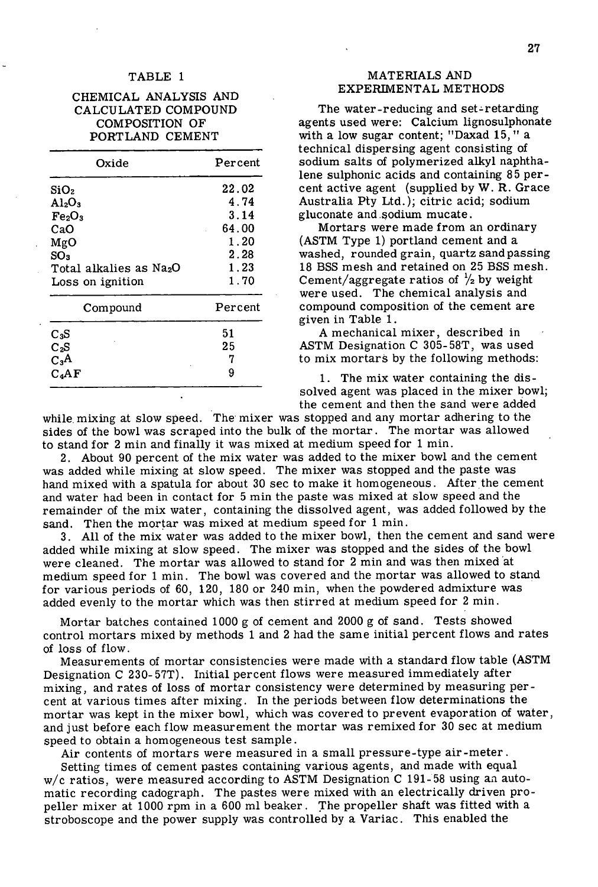TABLE 1

CHEMICAL ANALYSIS AND CALCULATED COMPOUND COMPOSITION OF PORTLAND CEMENT

| Oxide | Percent |
|---|---|
| $SiO_2$ | 22.02 |
| $Al_2O_3$ | 4.74 |
| $Fe_2O_3$ | 3.14 |
| CaO | 64.00 |
| MgO | 1.20 |
| $SO_3$ | 2.28 |
| Total alkalies as $Na_2O$ | 1.23 |
| Loss on ignition | 1.70 |
| **Compound** | **Percent** |
| $C_3S$ | 51 |
| $C_2S$ | 25 |
| $C_3A$ | 7 |
| $C_4AF$ | 9 |

## MATERIALS AND EXPERIMENTAL METHODS

The water-reducing and set-retarding agents used were: Calcium lignosulphonate with a low sugar content; "Daxad 15," a technical dispersing agent consisting of sodium salts of polymerized alkyl naphthalene sulphonic acids and containing 85 percent active agent (supplied by W. R. Grace Australia Pty Ltd.); citric acid; sodium gluconate and sodium mucate.

Mortars were made from an ordinary (ASTM Type 1) portland cement and a washed, rounded grain, quartz sand passing 18 BSS mesh and retained on 25 BSS mesh. Cement/aggregate ratios of ½ by weight were used. The chemical analysis and compound composition of the cement are given in Table 1.

A mechanical mixer, described in ASTM Designation C 305-58T, was used to mix mortars by the following methods:

1. The mix water containing the dissolved agent was placed in the mixer bowl; the cement and then the sand were added while mixing at slow speed. The mixer was stopped and any mortar adhering to the sides of the bowl was scraped into the bulk of the mortar. The mortar was allowed to stand for 2 min and finally it was mixed at medium speed for 1 min.

2. About 90 percent of the mix water was added to the mixer bowl and the cement was added while mixing at slow speed. The mixer was stopped and the paste was hand mixed with a spatula for about 30 sec to make it homogeneous. After the cement and water had been in contact for 5 min the paste was mixed at slow speed and the remainder of the mix water, containing the dissolved agent, was added followed by the sand. Then the mortar was mixed at medium speed for 1 min.

3. All of the mix water was added to the mixer bowl, then the cement and sand were added while mixing at slow speed. The mixer was stopped and the sides of the bowl were cleaned. The mortar was allowed to stand for 2 min and was then mixed at medium speed for 1 min. The bowl was covered and the mortar was allowed to stand for various periods of 60, 120, 180 or 240 min, when the powdered admixture was added evenly to the mortar which was then stirred at medium speed for 2 min.

Mortar batches contained 1000 g of cement and 2000 g of sand. Tests showed control mortars mixed by methods 1 and 2 had the same initial percent flows and rates of loss of flow.

Measurements of mortar consistencies were made with a standard flow table (ASTM Designation C 230-57T). Initial percent flows were measured immediately after mixing, and rates of loss of mortar consistency were determined by measuring percent at various times after mixing. In the periods between flow determinations the mortar was kept in the mixer bowl, which was covered to prevent evaporation of water, and just before each flow measurement the mortar was remixed for 30 sec at medium speed to obtain a homogeneous test sample.

Air contents of mortars were measured in a small pressure-type air-meter.

Setting times of cement pastes containing various agents, and made with equal w/c ratios, were measured according to ASTM Designation C 191-58 using an automatic recording cadograph. The pastes were mixed with an electrically driven propeller mixer at 1000 rpm in a 600 ml beaker. The propeller shaft was fitted with a stroboscope and the power supply was controlled by a Variac. This enabled the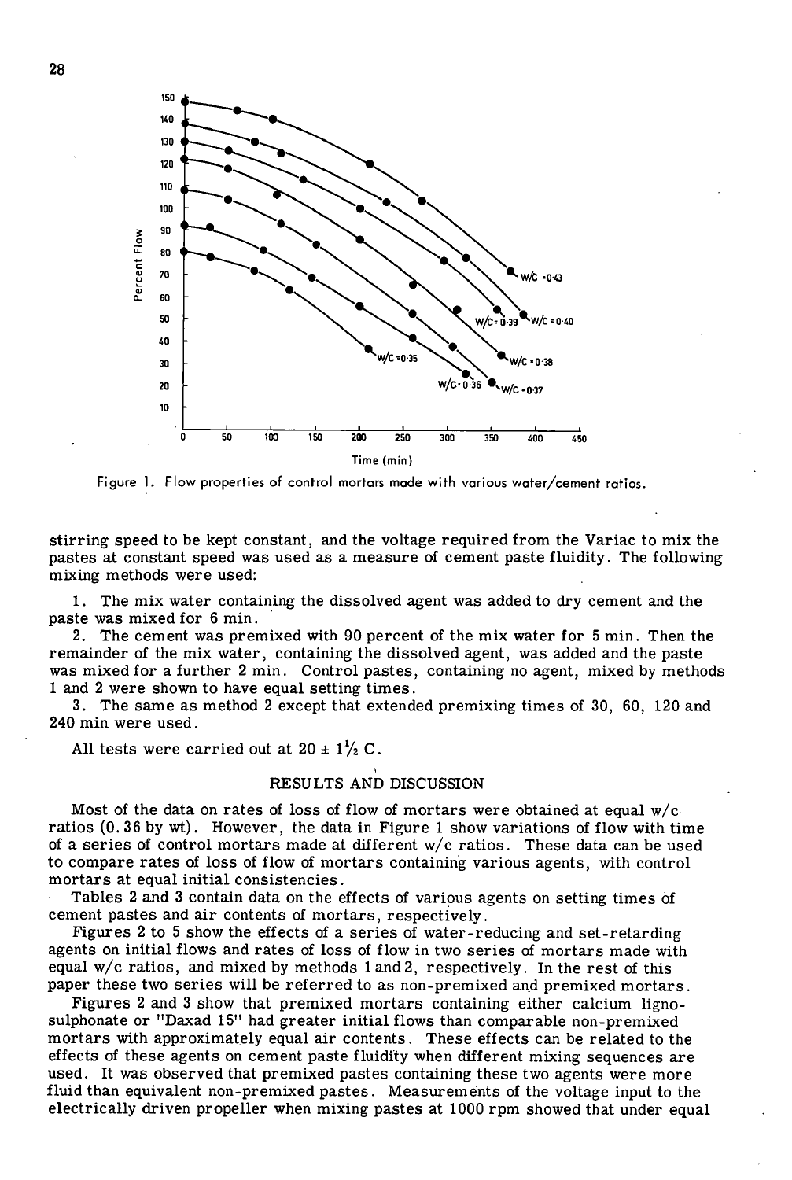150

140

130

120

110

100

90

80

70

60

50

40

30

20

10

Percent Flow

0 50 100 150 200 250 300 350 400 450

Time (min)

W/C = 0·43

W/C = 0·39

W/C = 0·40

W/C = 0·35

W/C = 0·38

W/C = 0·36

W/C = 0·37

Figure 1. Flow properties of control mortars made with various water/cement ratios.

stirring speed to be kept constant, and the voltage required from the Variac to mix the pastes at constant speed was used as a measure of cement paste fluidity. The following mixing methods were used:

1. The mix water containing the dissolved agent was added to dry cement and the paste was mixed for 6 min.
2. The cement was premixed with 90 percent of the mix water for 5 min. Then the remainder of the mix water, containing the dissolved agent, was added and the paste was mixed for a further 2 min. Control pastes, containing no agent, mixed by methods 1 and 2, were shown to have equal setting times.
3. The same as method 2 except that extended premixing times of 30, 60, 120 and 240 min were used.

All tests were carried out at 20 ± 1½ C.

## RESULTS AND DISCUSSION

Most of the data on rates of loss of flow of mortars were obtained at equal w/c ratios (0.36 by wt). However, the data in Figure 1 show variations of flow with time of a series of control mortars made at different w/c ratios. These data can be used to compare rates of loss of flow of mortars containing various agents, with control mortars at equal initial consistencies.

Tables 2 and 3 contain data on the effects of various agents on setting times of cement pastes and air contents of mortars, respectively.

Figures 2 to 5 show the effects of a series of water-reducing and set-retarding agents on initial flows and rates of loss of flow in two series of mortars made with equal w/c ratios, and mixed by methods 1 and 2, respectively. In the rest of this paper these two series will be referred to as non-premixed and premixed mortars.

Figures 2 and 3 show that premixed mortars containing either calcium lignosulphonate or "Daxad 15" had greater initial flows than comparable non-premixed mortars with approximately equal air contents. These effects can be related to the effects of these agents on cement paste fluidity when different mixing sequences are used. It was observed that premixed pastes containing these two agents were more fluid than equivalent non-premixed pastes. Measurements of the voltage input to the electrically driven propeller when mixing pastes at 1000 rpm showed that under equal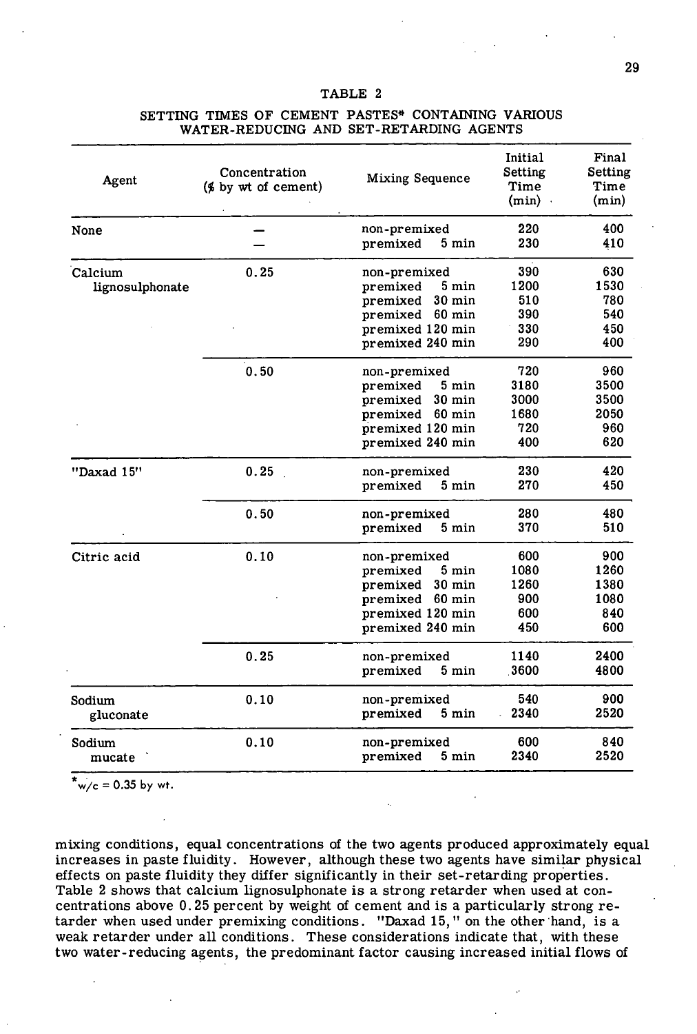TABLE 2

SETTING TIMES OF CEMENT PASTES* CONTAINING VARIOUS WATER-REDUCING AND SET-RETARDING AGENTS

| Agent | Concentration (% by wt of cement) | Mixing Sequence | Initial Setting Time (min) | Final Setting Time (min) |
|---|---|---|---|---|
| None | — | non-premixed | 220 | 400 |
| | — | premixed 5 min | 230 | 410 |
| Calcium lignosulphonate | 0.25 | non-premixed | 390 | 630 |
| | | premixed 5 min | 1200 | 1530 |
| | | premixed 30 min | 510 | 780 |
| | | premixed 60 min | 390 | 540 |
| | | premixed 120 min | 330 | 450 |
| | | premixed 240 min | 290 | 400 |
| | 0.50 | non-premixed | 720 | 960 |
| | | premixed 5 min | 3180 | 3500 |
| | | premixed 30 min | 3000 | 3500 |
| | | premixed 60 min | 1680 | 2050 |
| | | premixed 120 min | 720 | 960 |
| | | premixed 240 min | 400 | 620 |
| "Daxad 15" | 0.25 | non-premixed | 230 | 420 |
| | | premixed 5 min | 270 | 450 |
| | 0.50 | non-premixed | 280 | 480 |
| | | premixed 5 min | 370 | 510 |
| Citric acid | 0.10 | non-premixed | 600 | 900 |
| | | premixed 5 min | 1080 | 1260 |
| | | premixed 30 min | 1260 | 1380 |
| | | premixed 60 min | 900 | 1080 |
| | | premixed 120 min | 600 | 840 |
| | | premixed 240 min | 450 | 600 |
| | 0.25 | non-premixed | 1140 | 2400 |
| | | premixed 5 min | 3600 | 4800 |
| Sodium gluconate | 0.10 | non-premixed | 540 | 900 |
| | | premixed 5 min | 2340 | 2520 |
| Sodium mucate | 0.10 | non-premixed | 600 | 840 |
| | | premixed 5 min | 2340 | 2520 |

*w/c = 0.35 by wt.

mixing conditions, equal concentrations of the two agents produced approximately equal increases in paste fluidity. However, although these two agents have similar physical effects on paste fluidity they differ significantly in their set-retarding properties. Table 2 shows that calcium lignosulphonate is a strong retarder when used at concentrations above 0.25 percent by weight of cement and is a particularly strong retarder when used under premixing conditions. "Daxad 15," on the other hand, is a weak retarder under all conditions. These considerations indicate that, with these two water-reducing agents, the predominant factor causing increased initial flows of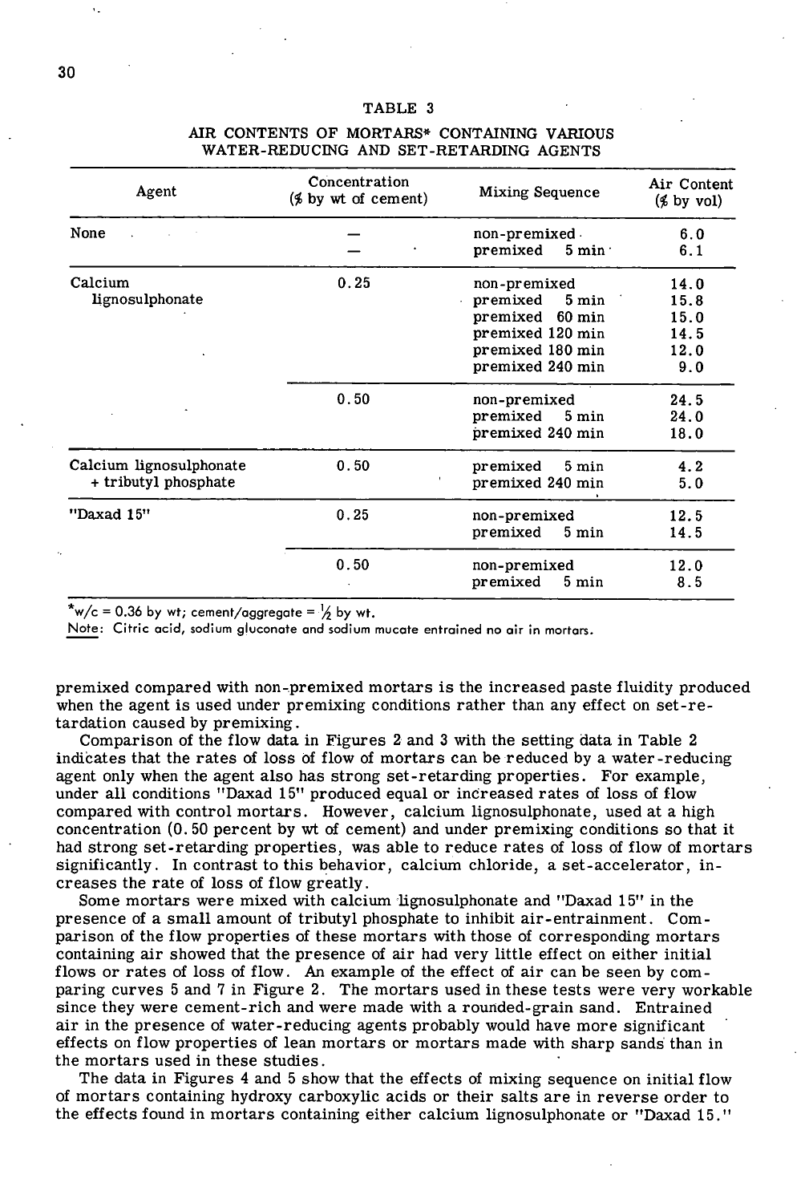TABLE 3

AIR CONTENTS OF MORTARS* CONTAINING VARIOUS WATER-REDUCING AND SET-RETARDING AGENTS

| Agent | Concentration (% by wt of cement) | Mixing Sequence | Air Content (% by vol) |
|---|---|---|---|
| None | — | non-premixed | 6.0 |
| | — | premixed 5 min | 6.1 |
| Calcium lignosulphonate | 0.25 | non-premixed | 14.0 |
| | | premixed 5 min | 15.8 |
| | | premixed 60 min | 15.0 |
| | | premixed 120 min | 14.5 |
| | | premixed 180 min | 12.0 |
| | | premixed 240 min | 9.0 |
| | 0.50 | non-premixed | 24.5 |
| | | premixed 5 min | 24.0 |
| | | premixed 240 min | 18.0 |
| Calcium lignosulphonate + tributyl phosphate | 0.50 | premixed 5 min | 4.2 |
| | | premixed 240 min | 5.0 |
| "Daxad 15" | 0.25 | non-premixed | 12.5 |
| | | premixed 5 min | 14.5 |
| | 0.50 | non-premixed | 12.0 |
| | | premixed 5 min | 8.5 |

*w/c = 0.36 by wt; cement/aggregate = ½ by wt.

Note: Citric acid, sodium gluconate and sodium mucate entrained no air in mortars.

premixed compared with non-premixed mortars is the increased paste fluidity produced when the agent is used under premixing conditions rather than any effect on set-retardation caused by premixing.

Comparison of the flow data in Figures 2 and 3 with the setting data in Table 2 indicates that the rates of loss of flow of mortars can be reduced by a water-reducing agent only when the agent also has strong set-retarding properties. For example, under all conditions "Daxad 15" produced equal or increased rates of loss of flow compared with control mortars. However, calcium lignosulphonate, used at a high concentration (0.50 percent by wt of cement) and under premixing conditions so that it had strong set-retarding properties, was able to reduce rates of loss of flow of mortars significantly. In contrast to this behavior, calcium chloride, a set-accelerator, increases the rate of loss of flow greatly.

Some mortars were mixed with calcium lignosulphonate and "Daxad 15" in the presence of a small amount of tributyl phosphate to inhibit air-entrainment. Comparison of the flow properties of these mortars with those of corresponding mortars containing air showed that the presence of air had very little effect on either initial flows or rates of loss of flow. An example of the effect of air can be seen by comparing curves 5 and 7 in Figure 2. The mortars used in these tests were very workable since they were cement-rich and were made with a rounded-grain sand. Entrained air in the presence of water-reducing agents probably would have more significant effects on flow properties of lean mortars or mortars made with sharp sands than in the mortars used in these studies.

The data in Figures 4 and 5 show that the effects of mixing sequence on initial flow of mortars containing hydroxy carboxylic acids or their salts are in reverse order to the effects found in mortars containing either calcium lignosulphonate or "Daxad 15."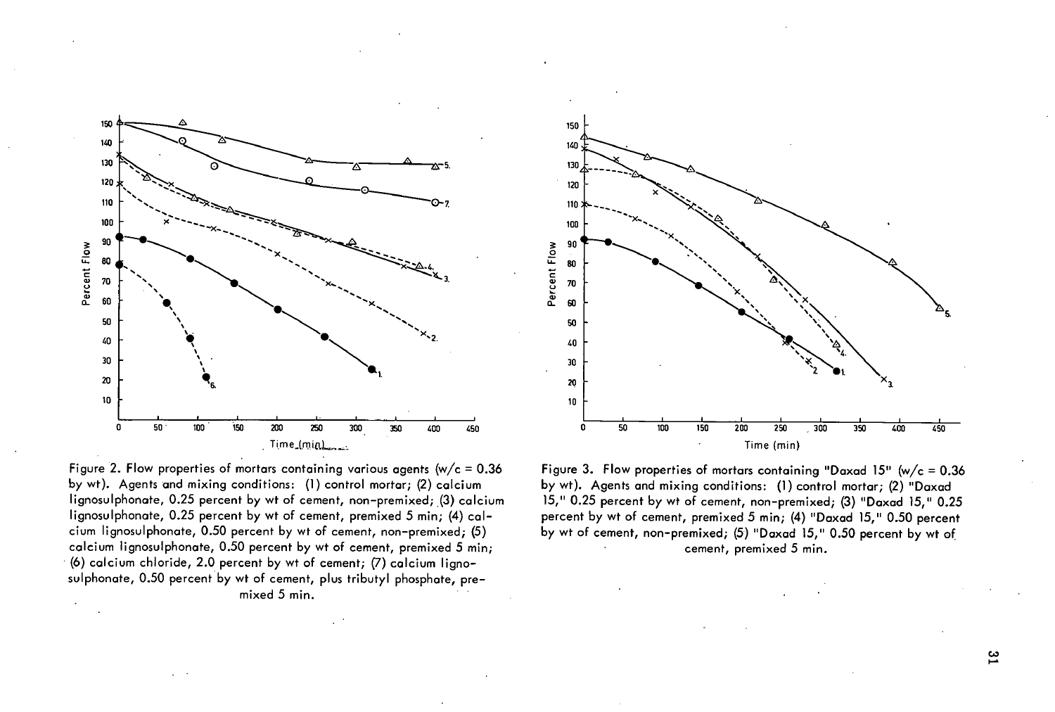Percent Flow

150
140
130
120
110
100
90
80
70
60
50
40
30
20
10

0 50 100 150 200 250 300 350 400 450

Time (min)

1. 2. 3. 4. 5. 6. 7.

Figure 2. Flow properties of mortars containing various agents (w/c = 0.36 by wt). Agents and mixing conditions: (1) control mortar; (2) calcium lignosulphonate, 0.25 percent by wt of cement, non-premixed; (3) calcium lignosulphonate, 0.25 percent by wt of cement, premixed 5 min; (4) calcium lignosulphonate, 0.50 percent by wt of cement, non-premixed; (5) calcium lignosulphonate, 0.50 percent by wt of cement, premixed 5 min; (6) calcium chloride, 2.0 percent by wt of cement; (7) calcium lignosulphonate, 0.50 percent by wt of cement, plus tributyl phosphate, premixed 5 min.

Percent Flow

150
140
130
120
110
100
90
80
70
60
50
40
30
20
10

0 50 100 150 200 250 300 350 400 450

Time (min)

1. 2. 3. 4. 5.

Figure 3. Flow properties of mortars containing "Daxad 15" (w/c = 0.36 by wt). Agents and mixing conditions: (1) control mortar; (2) "Daxad 15," 0.25 percent by wt of cement, non-premixed; (3) "Daxad 15," 0.25 percent by wt of cement, premixed 5 min; (4) "Daxad 15," 0.50 percent by wt of cement, non-premixed; (5) "Daxad 15," 0.50 percent by wt of cement, premixed 5 min.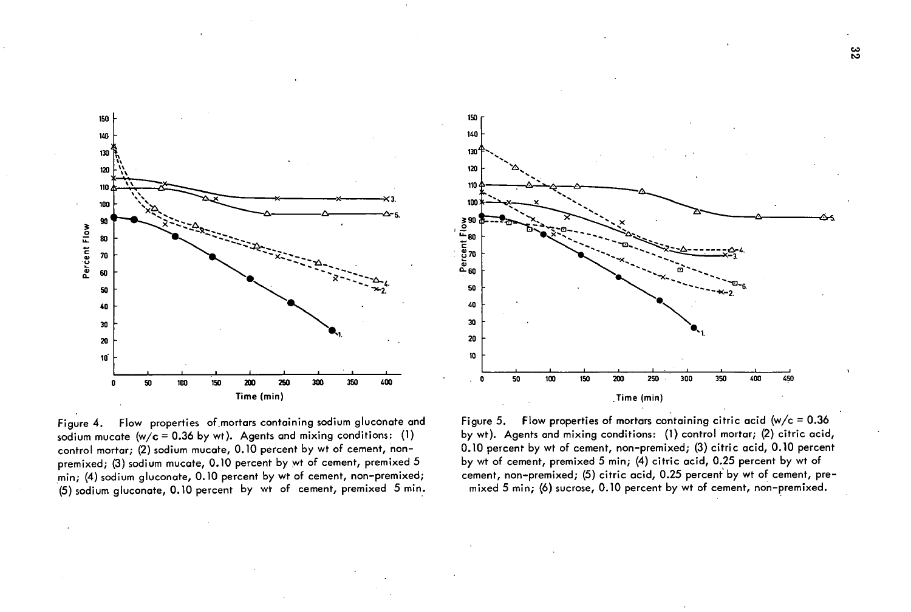150
140
130
120
110
100
90
80
70
60
50
40
30
20
10

Percent Flow

0 50 100 150 200 250 300 350 400

Time (min)

3.
5.
4.
2.
1.

Figure 4. Flow properties of mortars containing sodium gluconate and sodium mucate (w/c = 0.36 by wt). Agents and mixing conditions: (1) control mortar; (2) sodium mucate, 0.10 percent by wt of cement, non-premixed; (3) sodium mucate, 0.10 percent by wt of cement, premixed 5 min; (4) sodium gluconate, 0.10 percent by wt of cement, non-premixed; (5) sodium gluconate, 0.10 percent by wt of cement, premixed 5 min.

150
140
130
120
110
100
90
80
70
60
50
40
30
20
10

Percent Flow

0 50 100 150 200 250 300 350 400 450

Time (min)

5.
4.
3.
6.
2.
1.

Figure 5. Flow properties of mortars containing citric acid (w/c = 0.36 by wt). Agents and mixing conditions: (1) control mortar; (2) citric acid, 0.10 percent by wt of cement, non-premixed; (3) citric acid, 0.10 percent by wt of cement, premixed 5 min; (4) citric acid, 0.25 percent by wt of cement, non-premixed; (5) citric acid, 0.25 percent by wt of cement, premixed 5 min; (6) sucrose, 0.10 percent by wt of cement, non-premixed.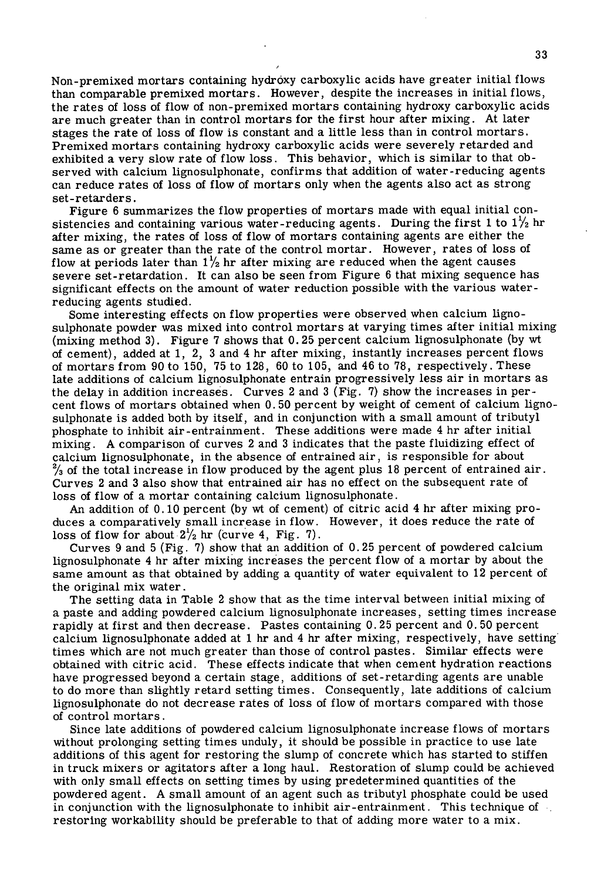Non-premixed mortars containing hydroxy carboxylic acids have greater initial flows than comparable premixed mortars. However, despite the increases in initial flows, the rates of loss of flow of non-premixed mortars containing hydroxy carboxylic acids are much greater than in control mortars for the first hour after mixing. At later stages the rate of loss of flow is constant and a little less than in control mortars. Premixed mortars containing hydroxy carboxylic acids were severely retarded and exhibited a very slow rate of flow loss. This behavior, which is similar to that observed with calcium lignosulphonate, confirms that addition of water-reducing agents can reduce rates of loss of flow of mortars only when the agents also act as strong set-retarders.

Figure 6 summarizes the flow properties of mortars made with equal initial consistencies and containing various water-reducing agents. During the first 1 to 1½ hr after mixing, the rates of loss of flow of mortars containing agents are either the same as or greater than the rate of the control mortar. However, rates of loss of flow at periods later than 1½ hr after mixing are reduced when the agent causes severe set-retardation. It can also be seen from Figure 6 that mixing sequence has significant effects on the amount of water reduction possible with the various water-reducing agents studied.

Some interesting effects on flow properties were observed when calcium lignosulphonate powder was mixed into control mortars at varying times after initial mixing (mixing method 3). Figure 7 shows that 0.25 percent calcium lignosulphonate (by wt of cement), added at 1, 2, 3 and 4 hr after mixing, instantly increases percent flows of mortars from 90 to 150, 75 to 128, 60 to 105, and 46 to 78, respectively. These late additions of calcium lignosulphonate entrain progressively less air in mortars as the delay in addition increases. Curves 2 and 3 (Fig. 7) show the increases in percent flows of mortars obtained when 0.50 percent by weight of cement of calcium lignosulphonate is added both by itself, and in conjunction with a small amount of tributyl phosphate to inhibit air-entrainment. These additions were made 4 hr after initial mixing. A comparison of curves 2 and 3 indicates that the paste fluidizing effect of calcium lignosulphonate, in the absence of entrained air, is responsible for about ⅔ of the total increase in flow produced by the agent plus 18 percent of entrained air. Curves 2 and 3 also show that entrained air has no effect on the subsequent rate of loss of flow of a mortar containing calcium lignosulphonate.

An addition of 0.10 percent (by wt of cement) of citric acid 4 hr after mixing produces a comparatively small increase in flow. However, it does reduce the rate of loss of flow for about 2½ hr (curve 4, Fig. 7).

Curves 9 and 5 (Fig. 7) show that an addition of 0.25 percent of powdered calcium lignosulphonate 4 hr after mixing increases the percent flow of a mortar by about the same amount as that obtained by adding a quantity of water equivalent to 12 percent of the original mix water.

The setting data in Table 2 show that as the time interval between initial mixing of a paste and adding powdered calcium lignosulphonate increases, setting times increase rapidly at first and then decrease. Pastes containing 0.25 percent and 0.50 percent calcium lignosulphonate added at 1 hr and 4 hr after mixing, respectively, have setting times which are not much greater than those of control pastes. Similar effects were obtained with citric acid. These effects indicate that when cement hydration reactions have progressed beyond a certain stage, additions of set-retarding agents are unable to do more than slightly retard setting times. Consequently, late additions of calcium lignosulphonate do not decrease rates of loss of flow of mortars compared with those of control mortars.

Since late additions of powdered calcium lignosulphonate increase flows of mortars without prolonging setting times unduly, it should be possible in practice to use late additions of this agent for restoring the slump of concrete which has started to stiffen in truck mixers or agitators after a long haul. Restoration of slump could be achieved with only small effects on setting times by using predetermined quantities of the powdered agent. A small amount of an agent such as tributyl phosphate could be used in conjunction with the lignosulphonate to inhibit air-entrainment. This technique of restoring workability should be preferable to that of adding more water to a mix.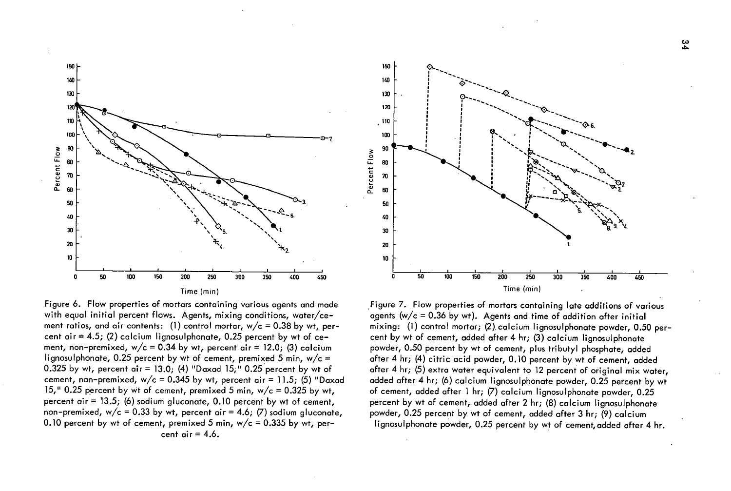150
140
130
120
110
100
90
80
70
60
50
40
30
20
10

Percent Flow

0 50 100 150 200 250 300 350 400 450

Time (min)

7.
3.
6.
1.
5.
4.
2.

Figure 6. Flow properties of mortars containing various agents and made with equal initial percent flows. Agents, mixing conditions, water/cement ratios, and air contents: (1) control mortar, w/c = 0.38 by wt, percent air = 4.5; (2) calcium lignosulphonate, 0.25 percent by wt of cement, non-premixed, w/c = 0.34 by wt, percent air = 12.0; (3) calcium lignosulphonate, 0.25 percent by wt of cement, premixed 5 min, w/c = 0.325 by wt, percent air = 13.0; (4) "Daxad 15," 0.25 percent by wt of cement, non-premixed, w/c = 0.345 by wt, percent air = 11.5; (5) "Daxad 15," 0.25 percent by wt of cement, premixed 5 min, w/c = 0.325 by wt, percent air = 13.5; (6) sodium gluconate, 0.10 percent by wt of cement, non-premixed, w/c = 0.33 by wt, percent air = 4.6; (7) sodium gluconate, 0.10 percent by wt of cement, premixed 5 min, w/c = 0.335 by wt, percent air = 4.6.

150
140
130
120
110
100
90
80
70
60
50
40
30
20
10

Percent Flow

0 50 100 150 200 250 300 350 400 450

Time (min)

6.
2.
7.
3.
5.
8.
9.
4.
1.

Figure 7. Flow properties of mortars containing late additions of various agents (w/c = 0.36 by wt). Agents and time of addition after initial mixing: (1) control mortar; (2) calcium lignosulphonate powder, 0.50 percent by wt of cement, added after 4 hr; (3) calcium lignosulphonate powder, 0.50 percent by wt of cement, plus tributyl phosphate, added after 4 hr; (4) citric acid powder, 0.10 percent by wt of cement, added after 4 hr; (5) extra water equivalent to 12 percent of original mix water, added after 4 hr; (6) calcium lignosulphonate powder, 0.25 percent by wt of cement, added after 1 hr; (7) calcium lignosulphonate powder, 0.25 percent by wt of cement, added after 2 hr; (8) calcium lignosulphonate powder, 0.25 percent by wt of cement, added after 3 hr; (9) calcium lignosulphonate powder, 0.25 percent by wt of cement, added after 4 hr.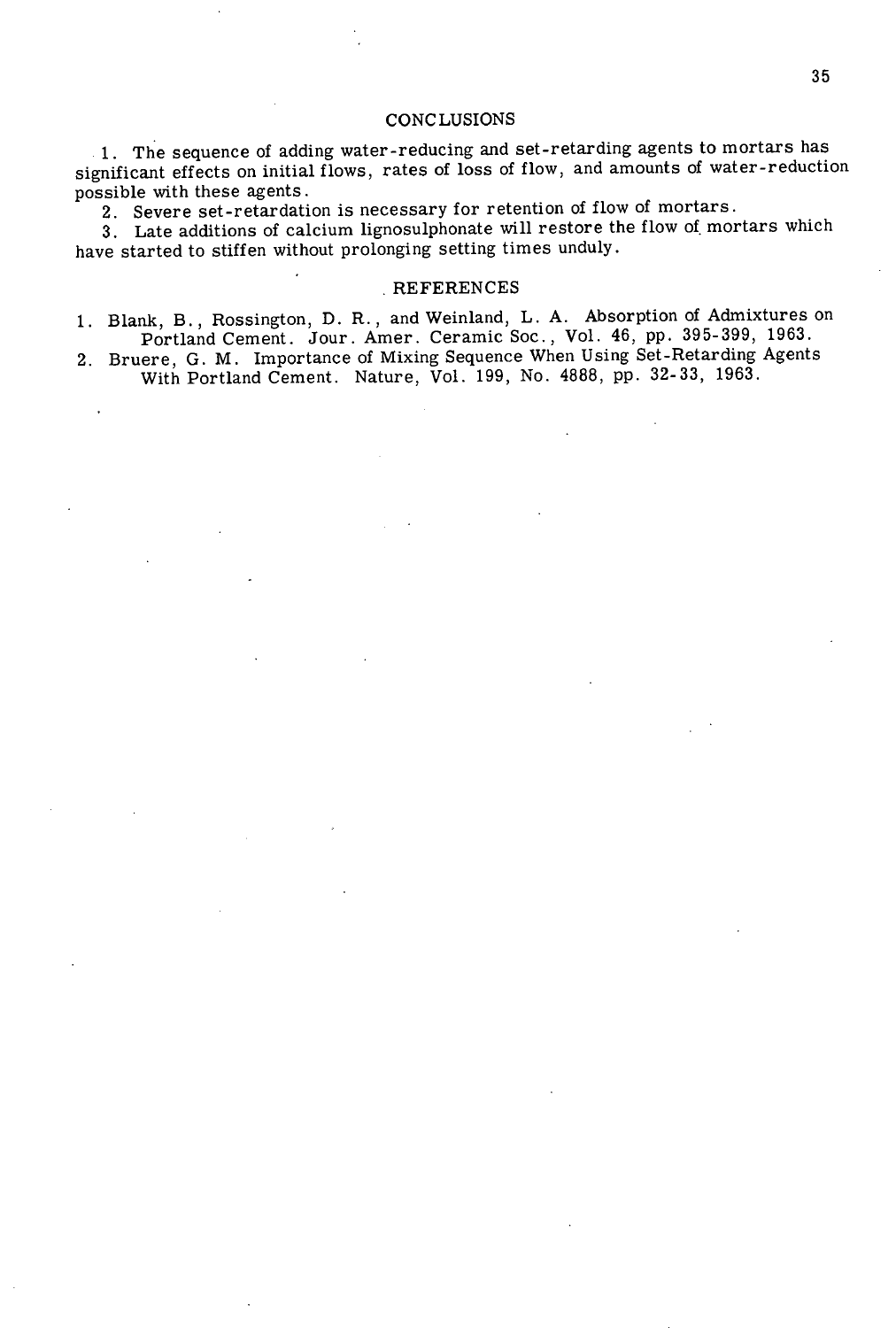## CONCLUSIONS

1. The sequence of adding water-reducing and set-retarding agents to mortars has significant effects on initial flows, rates of loss of flow, and amounts of water-reduction possible with these agents.
2. Severe set-retardation is necessary for retention of flow of mortars.
3. Late additions of calcium lignosulphonate will restore the flow of mortars which have started to stiffen without prolonging setting times unduly.

## REFERENCES

1. Blank, B., Rossington, D. R., and Weinland, L. A. Absorption of Admixtures on Portland Cement. Jour. Amer. Ceramic Soc., Vol. 46, pp. 395-399, 1963.
2. Bruere, G. M. Importance of Mixing Sequence When Using Set-Retarding Agents With Portland Cement. Nature, Vol. 199, No. 4888, pp. 32-33, 1963.